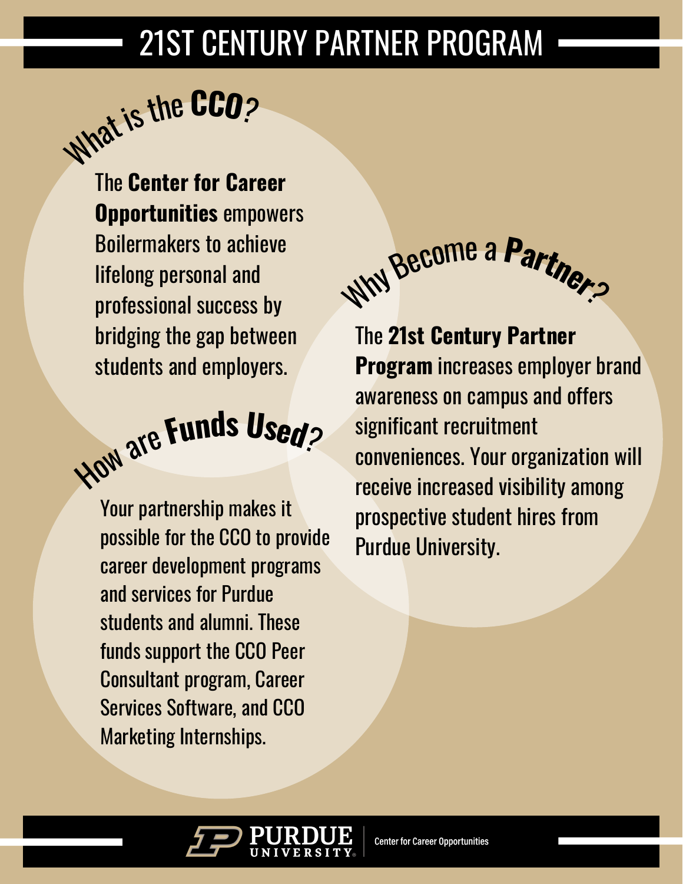# 21ST CENTURY PARTNER PROGRAM

## What is the **CCO**?

The **Center for Career Opportunities** empowers Boilermakers to achieve lifelong personal and professional success by bridging the gap between students and employers.

## How are **Funds Used**?

Your partnership makes it possible for the CCO to provide career development programs and services for Purdue students and alumni. These funds support the CCO Peer Consultant program, Career Services Software, and CCO Marketing Internships.

## Why Become a **Partner**?

The **21st Century Partner Program** increases employer brand awareness on campus and offers significant recruitment conveniences. Your organization will receive increased visibility among prospective student hires from Purdue University.

PURDUE UNIVERSITY | Center for Career Opportunities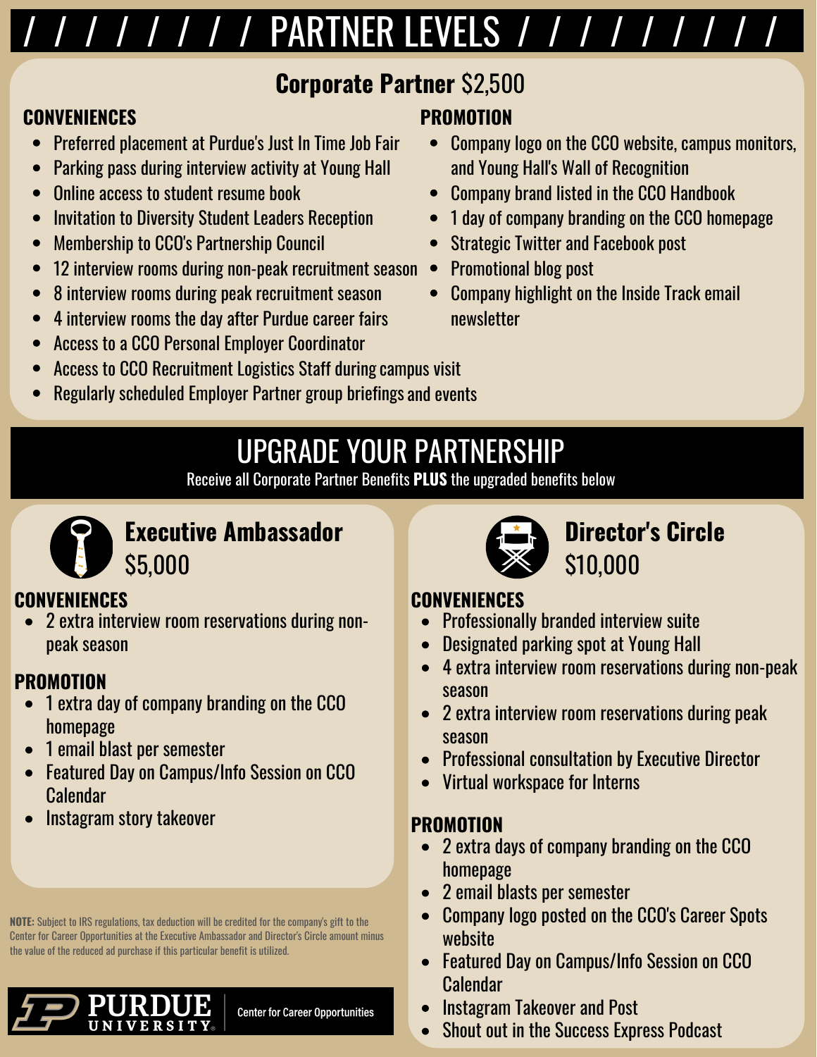# PARTNER LEVELS

## Corporate Partner $2,500

### CONVENIENCES

- Preferred placement at Purdue's Just In Time Job Fair
- Parking pass during interview activity at Young Hall
- Online access to student resume book
- Invitation to Diversity Student Leaders Reception
- Membership to CCO's Partnership Council
- 12 interview rooms during non-peak recruitment season
- 8 interview rooms during peak recruitment season
- 4 interview rooms the day after Purdue career fairs
- Access to a CCO Personal Employer Coordinator
- Access to CCO Recruitment Logistics Staff during campus visit
- Regularly scheduled Employer Partner group briefings and events

### PROMOTION

- Company logo on the CCO website, campus monitors, and Young Hall's Wall of Recognition
- Company brand listed in the CCO Handbook
- 1 day of company branding on the CCO homepage
- Strategic Twitter and Facebook post
- Promotional blog post
- Company highlight on the Inside Track email newsletter

# UPGRADE YOUR PARTNERSHIP

Receive all Corporate Partner Benefits **PLUS** the upgraded benefits below

## Executive Ambassador $5,000

### CONVENIENCES

- 2 extra interview room reservations during non-peak season

### PROMOTION

- 1 extra day of company branding on the CCO homepage
- 1 email blast per semester
- Featured Day on Campus/Info Session on CCO Calendar
- Instagram story takeover

## Director's Circle $10,000

### CONVENIENCES

- Professionally branded interview suite
- Designated parking spot at Young Hall
- 4 extra interview room reservations during non-peak season
- 2 extra interview room reservations during peak season
- Professional consultation by Executive Director
- Virtual workspace for Interns

### PROMOTION

- 2 extra days of company branding on the CCO homepage
- 2 email blasts per semester
- Company logo posted on the CCO's Career Spots website
- Featured Day on Campus/Info Session on CCO Calendar
- Instagram Takeover and Post
- Shout out in the Success Express Podcast

**NOTE:** Subject to IRS regulations, tax deduction will be credited for the company's gift to the Center for Career Opportunities at the Executive Ambassador and Director's Circle amount minus the value of the reduced ad purchase if this particular benefit is utilized.

PURDUE UNIVERSITY | Center for Career Opportunities